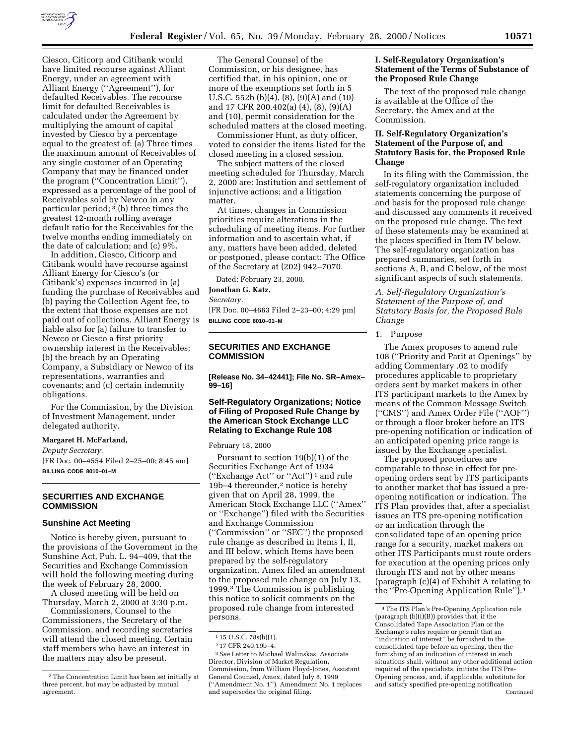Ciesco, Citicorp and Citibank would have limited recourse against Alliant Energy, under an agreement with Alliant Energy (''Agreement''), for defaulted Receivables. The recourse limit for defaulted Receivables is calculated under the Agreement by multiplying the amount of capital invested by Ciesco by a percentage equal to the greatest of: (a) Three times the maximum amount of Receivables of any single customer of an Operating Company that may be financed under the program (''Concentration Limit''), expressed as a percentage of the pool of Receivables sold by Newco in any particular period; [3] (b) three times the greatest 12-month rolling average default ratio for the Receivables for the twelve months ending immediately on the date of calculation; and (c) 9%.

In addition, Ciesco, Citicorp and Citibank would have recourse against Alliant Energy for Ciesco's (or Citibank's) expenses incurred in (a) funding the purchase of Receivables and (b) paying the Collection Agent fee, to the extent that those expenses are not paid out of collections. Alliant Energy is liable also for (a) failure to transfer to Newco or Ciesco a first priority ownership interest in the Receivables; (b) the breach by an Operating Company, a Subsidiary or Newco of its representations, warranties and covenants; and (c) certain indemnity obligations.

For the Commission, by the Division of Investment Management, under delegated authority.

**Margaret H. McFarland,**

*Deputy Secretary.*

[FR Doc. 00–4554 Filed 2–25–00; 8:45 am]

**BILLING CODE 8010–01–M**

[3] The Concentration Limit has been set initially at three percent, but may be adjusted by mutual agreement.

## SECURITIES AND EXCHANGE COMMISSION

### Sunshine Act Meeting

Notice is hereby given, pursuant to the provisions of the Government in the Sunshine Act, Pub. L. 94–409, that the Securities and Exchange Commission will hold the following meeting during the week of February 28, 2000.

A closed meeting will be held on Thursday, March 2, 2000 at 3:30 p.m.

Commissioners, Counsel to the Commissioners, the Secretary of the Commission, and recording secretaries will attend the closed meeting. Certain staff members who have an interest in the matters may also be present.

The General Counsel of the Commission, or his designee, has certified that, in his opinion, one or more of the exemptions set forth in 5 U.S.C. 552b (b)(4), (8), (9)(A) and (10) and 17 CFR 200.402(a) (4), (8), (9)(A) and (10), permit consideration for the scheduled matters at the closed meeting.

Commissioner Hunt, as duty officer, voted to consider the items listed for the closed meeting in a closed session.

The subject matters of the closed meeting scheduled for Thursday, March 2, 2000 are: Institution and settlement of injunctive actions; and a litigation matter.

At times, changes in Commission priorities require alterations in the scheduling of meeting items. For further information and to ascertain what, if any, matters have been added, deleted or postponed, please contact: The Office of the Secretary at (202) 942–7070.

Dated: February 23, 2000.

**Jonathan G. Katz,**

*Secretary.*

[FR Doc. 00–4663 Filed 2–23–00; 4:29 pm]

**BILLING CODE 8010–01–M**

## SECURITIES AND EXCHANGE COMMISSION

**[Release No. 34–42441; File No. SR–Amex–99–16]**

### Self-Regulatory Organizations; Notice of Filing of Proposed Rule Change by the American Stock Exchange LLC Relating to Exchange Rule 108

February 18, 2000

Pursuant to section 19(b)(1) of the Securities Exchange Act of 1934 (''Exchange Act'' or ''Act'') [1] and rule 19b–4 thereunder,[2] notice is hereby given that on April 28, 1999, the American Stock Exchange LLC (''Amex'' or ''Exchange'') filed with the Securities and Exchange Commission (''Commission'' or ''SEC'') the proposed rule change as described in Items I, II, and III below, which Items have been prepared by the self-regulatory organization. Amex filed an amendment to the proposed rule change on July 13, 1999.[3] The Commission is publishing this notice to solicit comments on the proposed rule change from interested persons.

[1] 15 U.S.C. 78s(b)(1).

[2] 17 CFR 240.19b–4.

[3] *See* Letter to Michael Walinskas, Associate Director, Division of Market Regulation, Commission, from William Floyd-Jones, Assistant General Counsel, Amex, dated July 8, 1999 (''Amendment No. 1''). Amendment No. 1 replaces and supersedes the original filing.

### I. Self-Regulatory Organization's Statement of the Terms of Substance of the Proposed Rule Change

The text of the proposed rule change is available at the Office of the Secretary, the Amex and at the Commission.

### II. Self-Regulatory Organization's Statement of the Purpose of, and Statutory Basis for, the Proposed Rule Change

In its filing with the Commission, the self-regulatory organization included statements concerning the purpose of and basis for the proposed rule change and discussed any comments it received on the proposed rule change. The text of these statements may be examined at the places specified in Item IV below. The self-regulatory organization has prepared summaries, set forth in sections A, B, and C below, of the most significant aspects of such statements.

*A. Self-Regulatory Organization's Statement of the Purpose of, and Statutory Basis for, the Proposed Rule Change*

1. Purpose

The Amex proposes to amend rule 108 (''Priority and Parit at Openings'' by adding Commentary .02 to modify procedures applicable to proprietary orders sent by market makers in other ITS participant markets to the Amex by means of the Common Message Switch (''CMS'') and Amex Order File (''AOF'') or through a floor broker before an ITS pre-opening notification or indication of an anticipated opening price range is issued by the Exchange specialist.

The proposed procedures are comparable to those in effect for pre-opening orders sent by ITS participants to another market that has issued a pre-opening notification or indication. The ITS Plan provides that, after a specialist issues an ITS pre-opening notification or an indication through the consolidated tape of an opening price range for a security, market makers on other ITS Participants must route orders for execution at the opening prices only through ITS and not by other means (paragraph (c)(4) of Exhibit A relating to the ''Pre-Opening Application Rule'').[4]

[4] The ITS Plan's Pre-Opening Application rule (paragraph (b)(i)(B)) provides that, if the Consolidated Tape Association Plan or the Exchange's rules require or permit that an ''indication of interest'' be furnished to the consolidated tape before an opening, then the furnishing of an indication of interest in such situations shall, without any other additional action required of the specialists, initiate the ITS Pre-Opening process, and, if applicable, substitute for and satisfy specified pre-opening notification

Continued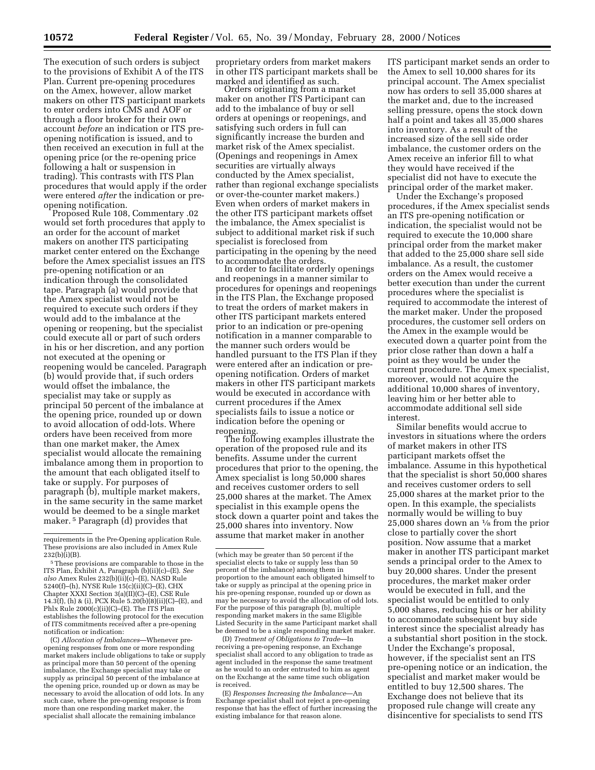The execution of such orders is subject to the provisions of Exhibit A of the ITS Plan. Current pre-opening procedures on the Amex, however, allow market makers on other ITS participant markets to enter orders into CMS and AOF or through a floor broker for their own account *before* an indication or ITS pre-opening notification is issued, and to then received an execution in full at the opening price (or the re-opening price following a halt or suspension in trading). This contrasts with ITS Plan procedures that would apply if the order were entered *after* the indication or pre-opening notification.

Proposed Rule 108, Commentary .02 would set forth procedures that apply to an order for the account of market makers on another ITS participating market center entered on the Exchange before the Amex specialist issues an ITS pre-opening notification or an indication through the consolidated tape. Paragraph (a) would provide that the Amex specialist would not be required to execute such orders if they would add to the imbalance at the opening or reopening, but the specialist could execute all or part of such orders in his or her discretion, and any portion not executed at the opening or reopening would be canceled. Paragraph (b) would provide that, if such orders would offset the imbalance, the specialist may take or supply as principal 50 percent of the imbalance at the opening price, rounded up or down to avoid allocation of odd-lots. Where orders have been received from more than one market maker, the Amex specialist would allocate the remaining imbalance among them in proportion to the amount that each obligated itself to take or supply. For purposes of paragraph (b), multiple market makers, in the same security in the same market would be deemed to be a single market maker.[5] Paragraph (d) provides that proprietary orders from market makers in other ITS participant markets shall be marked and identified as such.

Orders originating from a market maker on another ITS Participant can add to the imbalance of buy or sell orders at openings or reopenings, and satisfying such orders in full can significantly increase the burden and market risk of the Amex specialist. (Openings and reopenings in Amex securities are virtually always conducted by the Amex specialist, rather than regional exchange specialists or over-the-counter market makers.) Even when orders of market makers in the other ITS participant markets offset the imbalance, the Amex specialist is subject to additional market risk if such specialist is foreclosed from participating in the opening by the need to accommodate the orders.

In order to facilitate orderly openings and reopenings in a manner similar to procedures for openings and reopenings in the ITS Plan, the Exchange proposed to treat the orders of market makers in other ITS participant markets entered prior to an indication or pre-opening notification in a manner comparable to the manner such orders would be handled pursuant to the ITS Plan if they were entered after an indication or pre-opening notification. Orders of market makers in other ITS participant markets would be executed in accordance with current procedures if the Amex specialists fails to issue a notice or indication before the opening or reopening.

The following examples illustrate the operation of the proposed rule and its benefits. Assume under the current procedures that prior to the opening, the Amex specialist is long 50,000 shares and receives customer orders to sell 25,000 shares at the market. The Amex specialist in this example opens the stock down a quarter point and takes the 25,000 shares into inventory. Now assume that market maker in another ITS participant market sends an order to the Amex to sell 10,000 shares for its principal account. The Amex specialist now has orders to sell 35,000 shares at the market and, due to the increased selling pressure, opens the stock down half a point and takes all 35,000 shares into inventory. As a result of the increased size of the sell side order imbalance, the customer orders on the Amex receive an inferior fill to what they would have received if the specialist did not have to execute the principal order of the market maker.

Under the Exchange's proposed procedures, if the Amex specialist sends an ITS pre-opening notification or indication, the specialist would not be required to execute the 10,000 share principal order from the market maker that added to the 25,000 share sell side imbalance. As a result, the customer orders on the Amex would receive a better execution than under the current procedures where the specialist is required to accommodate the interest of the market maker. Under the proposed procedures, the customer sell orders on the Amex in the example would be executed down a quarter point from the prior close rather than down a half a point as they would be under the current procedure. The Amex specialist, moreover, would not acquire the additional 10,000 shares of inventory, leaving him or her better able to accommodate additional sell side interest.

Similar benefits would accrue to investors in situations where the orders of market makers in other ITS participant markets offset the imbalance. Assume in this hypothetical that the specialist is short 50,000 shares and receives customer orders to sell 25,000 shares at the market prior to the open. In this example, the specialists normally would be willing to buy 25,000 shares down an ⅛ from the prior close to partially cover the short position. Now assume that a market maker in another ITS participant market sends a principal order to the Amex to buy 20,000 shares. Under the present procedures, the market maker order would be executed in full, and the specialist would be entitled to only 5,000 shares, reducing his or her ability to accommodate subsequent buy side interest since the specialist already has a substantial short position in the stock. Under the Exchange's proposal, however, if the specialist sent an ITS pre-opening notice or an indication, the specialist and market maker would be entitled to buy 12,500 shares. The Exchange does not believe that its proposed rule change will create any disincentive for specialists to send ITS

---

requirements in the Pre-Opening application Rule. These provisions are also included in Amex Rule 232(b)(i)(B).

[5] These provisions are comparable to those in the ITS Plan, Exhibit A, Paragraph (b)(ii)(c)–(E). *See also* Amex Rules 232(b)(ii)(c)–(E), NASD Rule 5240(f)–(h), NYSE Rule 15(c)(ii)(C)–(E), CHX Chapter XXXI Section 3(a)(II)(C)–(E), CSE Rule 14.3(f), (h) & (i), PCX Rule 5.20(b)(8)(ii)(C)–(E), and Phlx Rule 2000(c)(ii)(C)–(E). The ITS Plan establishes the following protocol for the execution of ITS commitments received after a pre-opening notification or indication:

(C) *Allocation of Imbalances*—Whenever pre-opening responses from one or more responding market makers include obligations to take or supply as principal more than 50 percent of the opening imbalance, the Exchange specialist may take or supply as principal 50 percent of the imbalance at the opening price, rounded up or down as may be necessary to avoid the allocation of odd lots. In any such case, where the pre-opening response is from more than one responding market maker, the specialist shall allocate the remaining imbalance (which may be greater than 50 percent if the specialist elects to take or supply less than 50 percent of the imbalance) among them in proportion to the amount each obligated himself to take or supply as principal at the opening price in his pre-opening response, rounded up or down as may be necessary to avoid the allocation of odd lots. For the purpose of this paragraph (b), multiple responding market makers in the same Eligible Listed Security in the same Participant market shall be deemed to be a single responding market maker.

(D) *Treatment of Obligations to Trade*—In receiving a pre-opening response, an Exchange specialist shall accord to any obligation to trade as agent included in the response the same treatment as he would to an order entrusted to him as agent on the Exchange at the same time such obligation is received.

(E) *Responses Increasing the Imbalance*—An Exchange specialist shall not reject a pre-opening response that has the effect of further increasing the existing imbalance for that reason alone.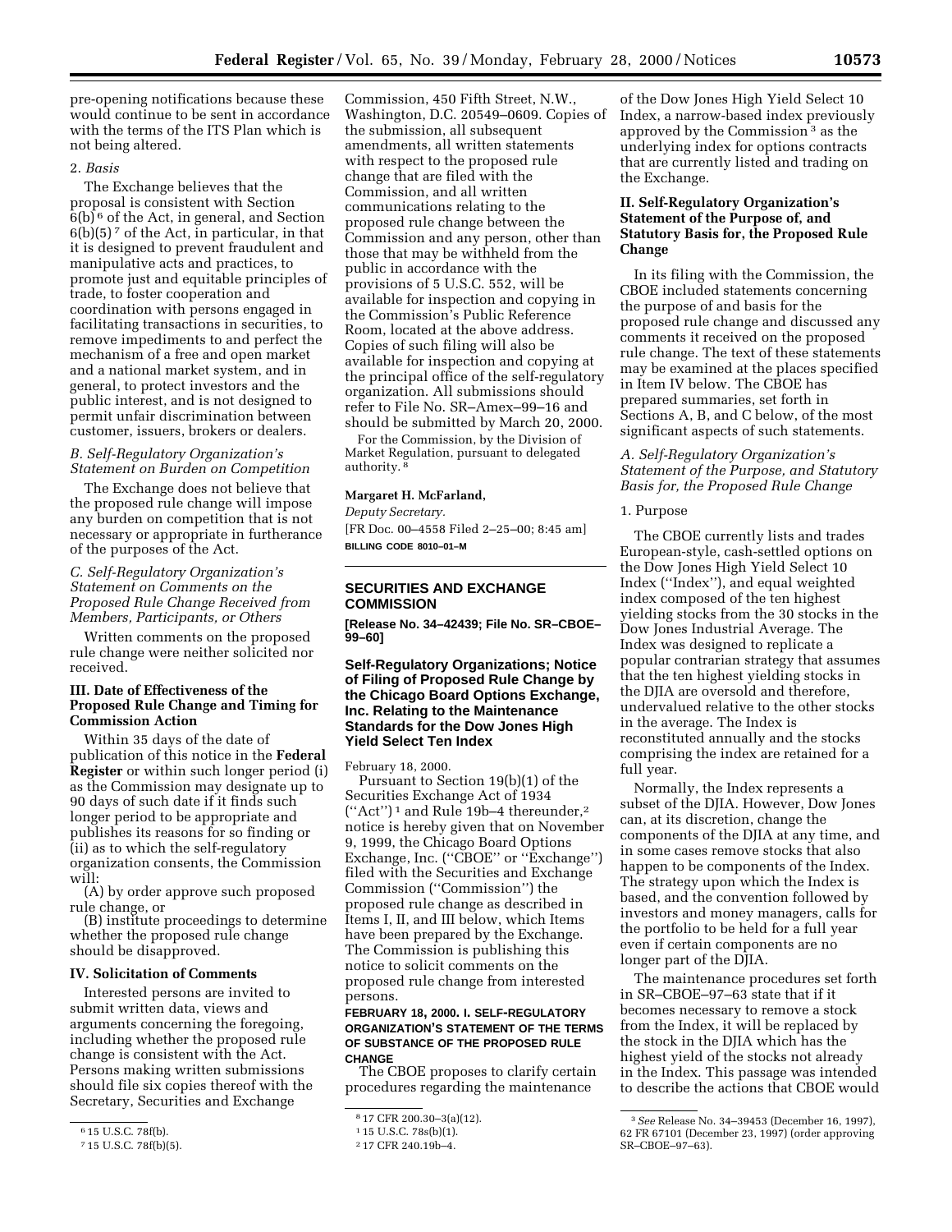pre-opening notifications because these would continue to be sent in accordance with the terms of the ITS Plan which is not being altered.

2. *Basis*

The Exchange believes that the proposal is consistent with Section 6(b)[6] of the Act, in general, and Section 6(b)(5)[7] of the Act, in particular, in that it is designed to prevent fraudulent and manipulative acts and practices, to promote just and equitable principles of trade, to foster cooperation and coordination with persons engaged in facilitating transactions in securities, to remove impediments to and perfect the mechanism of a free and open market and a national market system, and in general, to protect investors and the public interest, and is not designed to permit unfair discrimination between customer, issuers, brokers or dealers.

*B. Self-Regulatory Organization's Statement on Burden on Competition*

The Exchange does not believe that the proposed rule change will impose any burden on competition that is not necessary or appropriate in furtherance of the purposes of the Act.

*C. Self-Regulatory Organization's Statement on Comments on the Proposed Rule Change Received from Members, Participants, or Others*

Written comments on the proposed rule change were neither solicited nor received.

**III. Date of Effectiveness of the Proposed Rule Change and Timing for Commission Action**

Within 35 days of the date of publication of this notice in the **Federal Register** or within such longer period (i) as the Commission may designate up to 90 days of such date if it finds such longer period to be appropriate and publishes its reasons for so finding or (ii) as to which the self-regulatory organization consents, the Commission will:

(A) by order approve such proposed rule change, or

(B) institute proceedings to determine whether the proposed rule change should be disapproved.

**IV. Solicitation of Comments**

Interested persons are invited to submit written data, views and arguments concerning the foregoing, including whether the proposed rule change is consistent with the Act. Persons making written submissions should file six copies thereof with the Secretary, Securities and Exchange Commission, 450 Fifth Street, N.W., Washington, D.C. 20549–0609. Copies of the submission, all subsequent amendments, all written statements with respect to the proposed rule change that are filed with the Commission, and all written communications relating to the proposed rule change between the Commission and any person, other than those that may be withheld from the public in accordance with the provisions of 5 U.S.C. 552, will be available for inspection and copying in the Commission's Public Reference Room, located at the above address. Copies of such filing will also be available for inspection and copying at the principal office of the self-regulatory organization. All submissions should refer to File No. SR–Amex–99–16 and should be submitted by March 20, 2000.

For the Commission, by the Division of Market Regulation, pursuant to delegated authority.[8]

**Margaret H. McFarland,**

*Deputy Secretary.*

[FR Doc. 00–4558 Filed 2–25–00; 8:45 am]

**BILLING CODE 8010–01–M**

[6] 15 U.S.C. 78f(b).

[7] 15 U.S.C. 78f(b)(5).

[8] 17 CFR 200.30–3(a)(12).

## SECURITIES AND EXCHANGE COMMISSION

**[Release No. 34–42439; File No. SR–CBOE–99–60]**

### Self-Regulatory Organizations; Notice of Filing of Proposed Rule Change by the Chicago Board Options Exchange, Inc. Relating to the Maintenance Standards for the Dow Jones High Yield Select Ten Index

February 18, 2000.

Pursuant to Section 19(b)(1) of the Securities Exchange Act of 1934 ("Act")[1] and Rule 19b–4 thereunder,[2] notice is hereby given that on November 9, 1999, the Chicago Board Options Exchange, Inc. ("CBOE" or "Exchange") filed with the Securities and Exchange Commission ("Commission") the proposed rule change as described in Items I, II, and III below, which Items have been prepared by the Exchange. The Commission is publishing this notice to solicit comments on the proposed rule change from interested persons.

**FEBRUARY 18, 2000. I. SELF-REGULATORY ORGANIZATION'S STATEMENT OF THE TERMS OF SUBSTANCE OF THE PROPOSED RULE CHANGE**

The CBOE proposes to clarify certain procedures regarding the maintenance of the Dow Jones High Yield Select 10 Index, a narrow-based index previously approved by the Commission[3] as the underlying index for options contracts that are currently listed and trading on the Exchange.

[1] 15 U.S.C. 78s(b)(1).

[2] 17 CFR 240.19b–4.

[3] *See* Release No. 34–39453 (December 16, 1997), 62 FR 67101 (December 23, 1997) (order approving SR–CBOE–97–63).

**II. Self-Regulatory Organization's Statement of the Purpose of, and Statutory Basis for, the Proposed Rule Change**

In its filing with the Commission, the CBOE included statements concerning the purpose of and basis for the proposed rule change and discussed any comments it received on the proposed rule change. The text of these statements may be examined at the places specified in Item IV below. The CBOE has prepared summaries, set forth in Sections A, B, and C below, of the most significant aspects of such statements.

*A. Self-Regulatory Organization's Statement of the Purpose, and Statutory Basis for, the Proposed Rule Change*

1. Purpose

The CBOE currently lists and trades European-style, cash-settled options on the Dow Jones High Yield Select 10 Index ("Index"), and equal weighted index composed of the ten highest yielding stocks from the 30 stocks in the Dow Jones Industrial Average. The Index was designed to replicate a popular contrarian strategy that assumes that the ten highest yielding stocks in the DJIA are oversold and therefore, undervalued relative to the other stocks in the average. The Index is reconstituted annually and the stocks comprising the index are retained for a full year.

Normally, the Index represents a subset of the DJIA. However, Dow Jones can, at its discretion, change the components of the DJIA at any time, and in some cases remove stocks that also happen to be components of the Index. The strategy upon which the Index is based, and the convention followed by investors and money managers, calls for the portfolio to be held for a full year even if certain components are no longer part of the DJIA.

The maintenance procedures set forth in SR–CBOE–97–63 state that if it becomes necessary to remove a stock from the Index, it will be replaced by the stock in the DJIA which has the highest yield of the stocks not already in the Index. This passage was intended to describe the actions that CBOE would